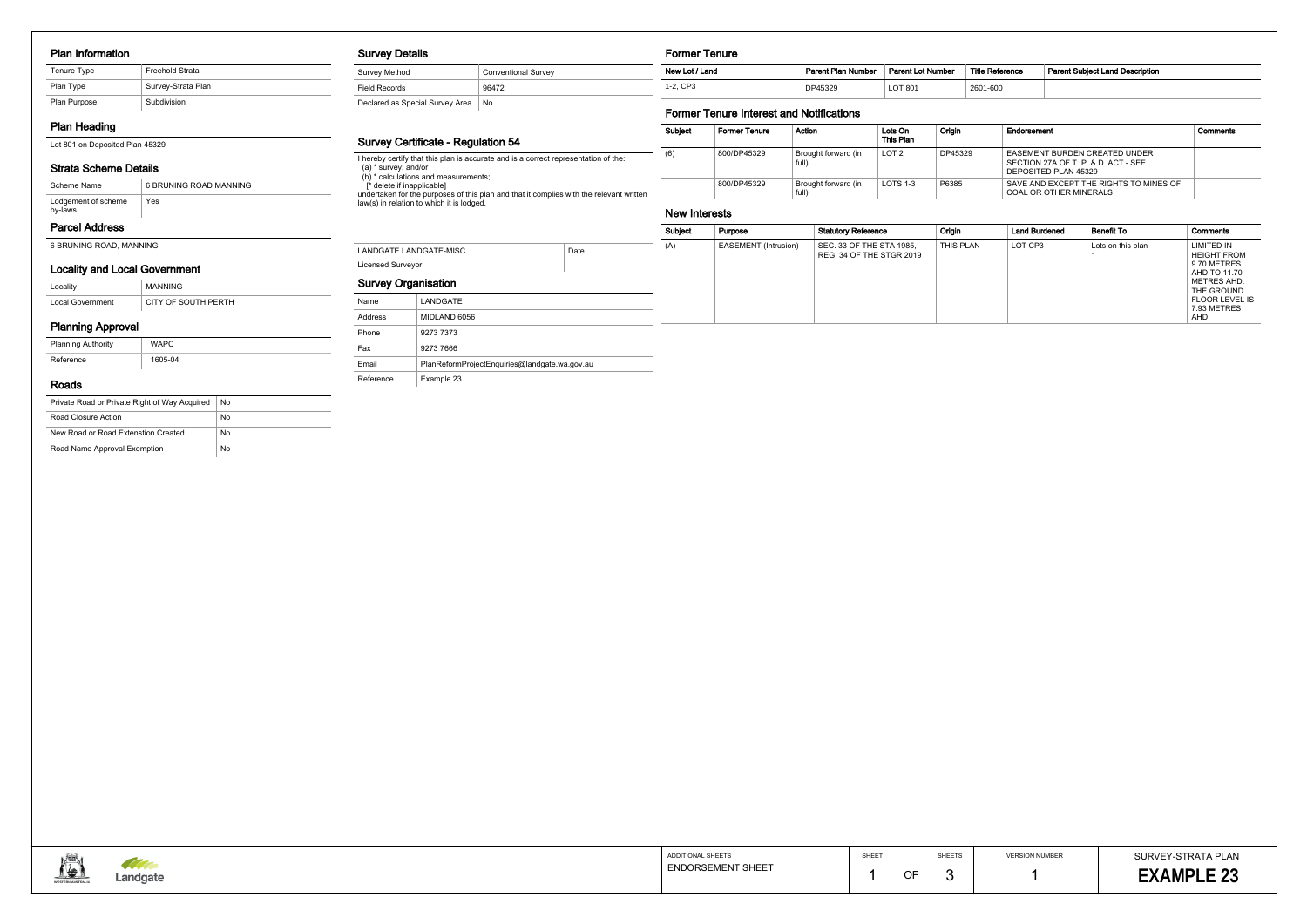## Plan Information

| Tenure Type | Freehold Strata |
|---|---|
| Plan Type | Survey-Strata Plan |
| Plan Purpose | Subdivision |

## Plan Heading

Lot 801 on Deposited Plan 45329

## Strata Scheme Details

| Scheme Name | 6 BRUNING ROAD MANNING |
|---|---|
| Lodgement of scheme by-laws | Yes |

## Parcel Address

6 BRUNING ROAD, MANNING

## Locality and Local Government

| Locality | MANNING |
|---|---|
| Local Government | CITY OF SOUTH PERTH |

## Planning Approval

| Planning Authority | WAPC |
|---|---|
| Reference | 1605-04 |

## Roads

| Private Road or Private Right of Way Acquired | No |
|---|---|
| Road Closure Action | No |
| New Road or Road Extenstion Created | No |
| Road Name Approval Exemption | No |

## Survey Details

| Survey Method | Conventional Survey |
|---|---|
| Field Records | 96472 |
| Declared as Special Survey Area | No |

## Survey Certificate - Regulation 54

I hereby certify that this plan is accurate and is a correct representation of the:
(a) * survey; and/or
(b) * calculations and measurements;
[* delete if inapplicable]
undertaken for the purposes of this plan and that it complies with the relevant written law(s) in relation to which it is lodged.

| LANDGATE LANDGATE-MISC | Date |
|---|---|
| Licensed Surveyor | |

## Survey Organisation

| Name | LANDGATE |
|---|---|
| Address | MIDLAND 6056 |
| Phone | 9273 7373 |
| Fax | 9273 7666 |
| Email | PlanReformProjectEnquiries@landgate.wa.gov.au |
| Reference | Example 23 |

## Former Tenure

| New Lot / Land | Parent Plan Number | Parent Lot Number | Title Reference | Parent Subject Land Description |
|---|---|---|---|---|
| 1-2, CP3 | DP45329 | LOT 801 | 2601-600 | |

## Former Tenure Interest and Notifications

| Subject | Former Tenure | Action | Lots On This Plan | Origin | Endorsement | Comments |
|---|---|---|---|---|---|---|
| (6) | 800/DP45329 | Brought forward (in full) | LOT 2 | DP45329 | EASEMENT BURDEN CREATED UNDER SECTION 27A OF T. P. & D. ACT - SEE DEPOSITED PLAN 45329 | |
| | 800/DP45329 | Brought forward (in full) | LOTS 1-3 | P6385 | SAVE AND EXCEPT THE RIGHTS TO MINES OF COAL OR OTHER MINERALS | |

## New Interests

| Subject | Purpose | Statutory Reference | Origin | Land Burdened | Benefit To | Comments |
|---|---|---|---|---|---|---|
| (A) | EASEMENT (Intrusion) | SEC. 33 OF THE STA 1985, REG. 34 OF THE STGR 2019 | THIS PLAN | LOT CP3 | Lots on this plan 1 | LIMITED IN HEIGHT FROM 9.70 METRES AHD TO 11.70 METRES AHD. THE GROUND FLOOR LEVEL IS 7.93 METRES AHD. |

| ADDITIONAL SHEETS | SHEET | SHEETS | VERSION NUMBER | SURVEY-STRATA PLAN |
|---|---|---|---|---|
| ENDORSEMENT SHEET | 1 OF | 3 | 1 | **EXAMPLE 23** |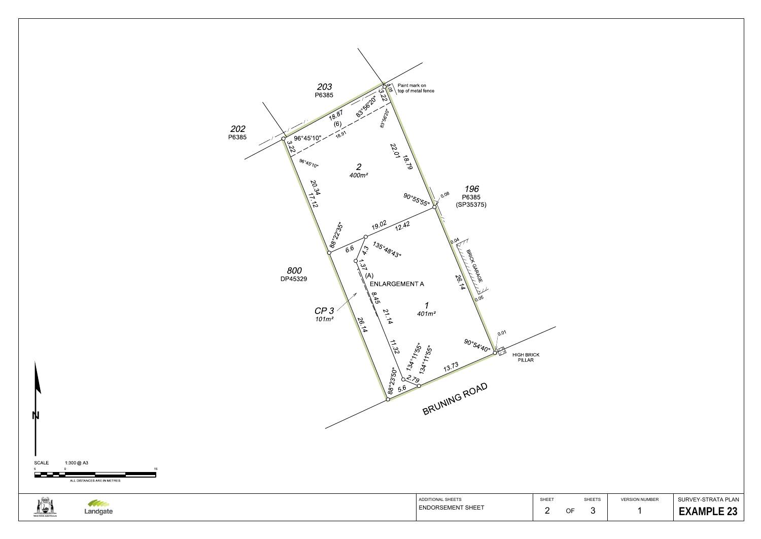203
P6385

202
P6385

Paint mark on top of metal fence

0.05

3.22

83°56'20"

18.87

(6)

18.91

96°45'10"

3.22

83°56'20"

96°45'10"

22.01

18.79

2
400m²

196
P6385
(SP35375)

0.08

90°55'55"

20.34

17.12

88°22'35"

19.02

12.42

6.6

4.3

135°48'43"

0.04

BRICK GARAGE

1.37

(A)

ENLARGEMENT A

800
DP45329

26.14

0.05

8.45

21.14

CP 3
101m²

1
401m²

26.14

0.01

11.32

134°11'55"

134°11'55"

90°54'40"

HIGH BRICK PILLAR

13.73

88°23'50"

2.79

5.6

BRUNING ROAD

N

SCALE 1:300 @ A3

5 0 15

ALL DISTANCES ARE IN METRES

WESTERN AUSTRALIA

Landgate

| ADDITIONAL SHEETS | SHEET | SHEETS | VERSION NUMBER | SURVEY-STRATA PLAN |
| --- | --- | --- | --- | --- |
| ENDORSEMENT SHEET | 2 OF | 3 | 1 | **EXAMPLE 23** |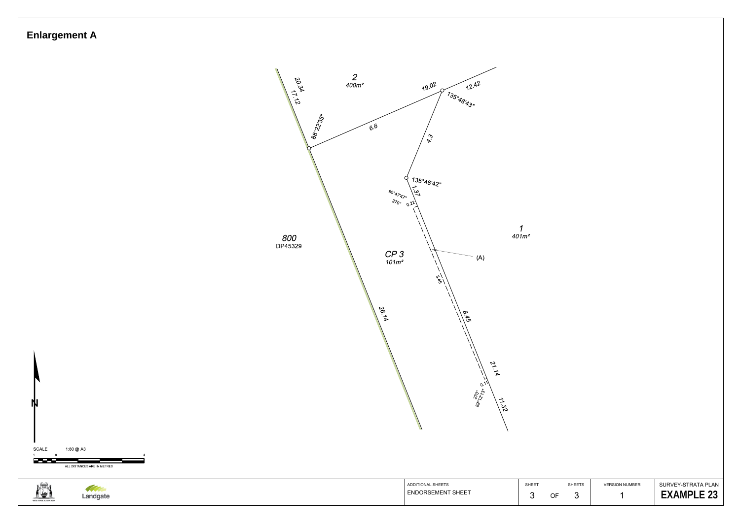## Enlargement A

2
400m²

20.34
17.12

19.02
12.42

135°48'43"

88°22'35"

6.6

4.3

135°48'42"

1.37

90°47'47"
270°
0.22

800
DP45329

CP 3
101m²

1
401m²

(A)

8.45

8.45

26.14

21.14

0.11
270°
89°12'13"

11.32

N

SCALE 1:80 @ A3

0 4

ALL DISTANCES ARE IN METRES

Landgate

| ADDITIONAL SHEETS | SHEET | SHEETS | VERSION NUMBER | SURVEY-STRATA PLAN |
| --- | --- | --- | --- | --- |
| ENDORSEMENT SHEET | 3 OF | 3 | 1 | **EXAMPLE 23** |